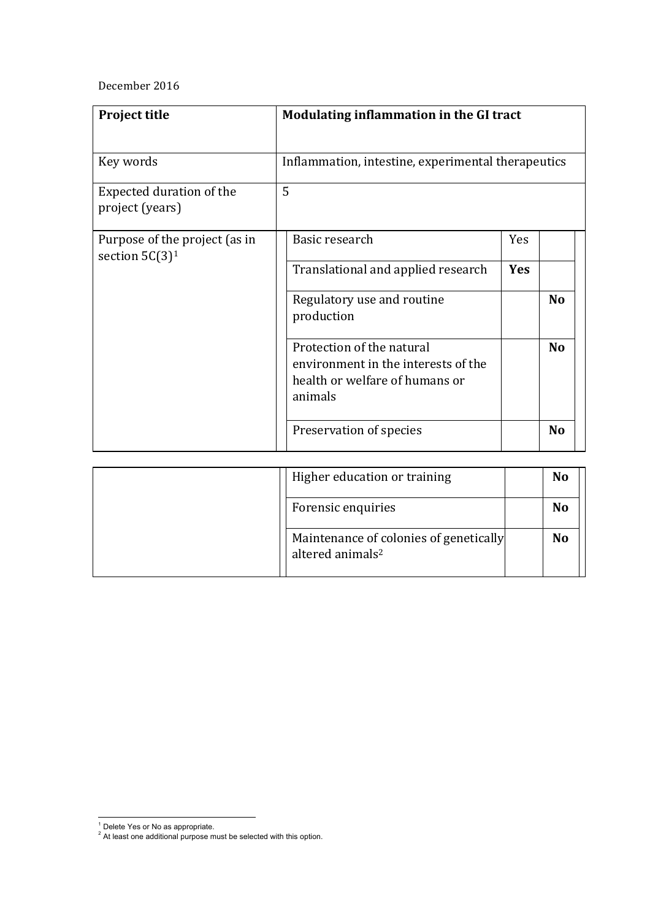December 2016

| **Project title** | **Modulating inflammation in the GI tract** | | |
|---|---|---|---|
| Key words | Inflammation, intestine, experimental therapeutics | | |
| Expected duration of the project (years) | 5 | | |
| Purpose of the project (as in section 5C(3)[1] | Basic research | Yes | |
| | Translational and applied research | **Yes** | |
| | Regulatory use and routine production | | **No** |
| | Protection of the natural environment in the interests of the health or welfare of humans or animals | | **No** |
| | Preservation of species | | **No** |
| | Higher education or training | | **No** |
| | Forensic enquiries | | **No** |
| | Maintenance of colonies of genetically altered animals[2] | | **No** |

[1] Delete Yes or No as appropriate.
[2] At least one additional purpose must be selected with this option.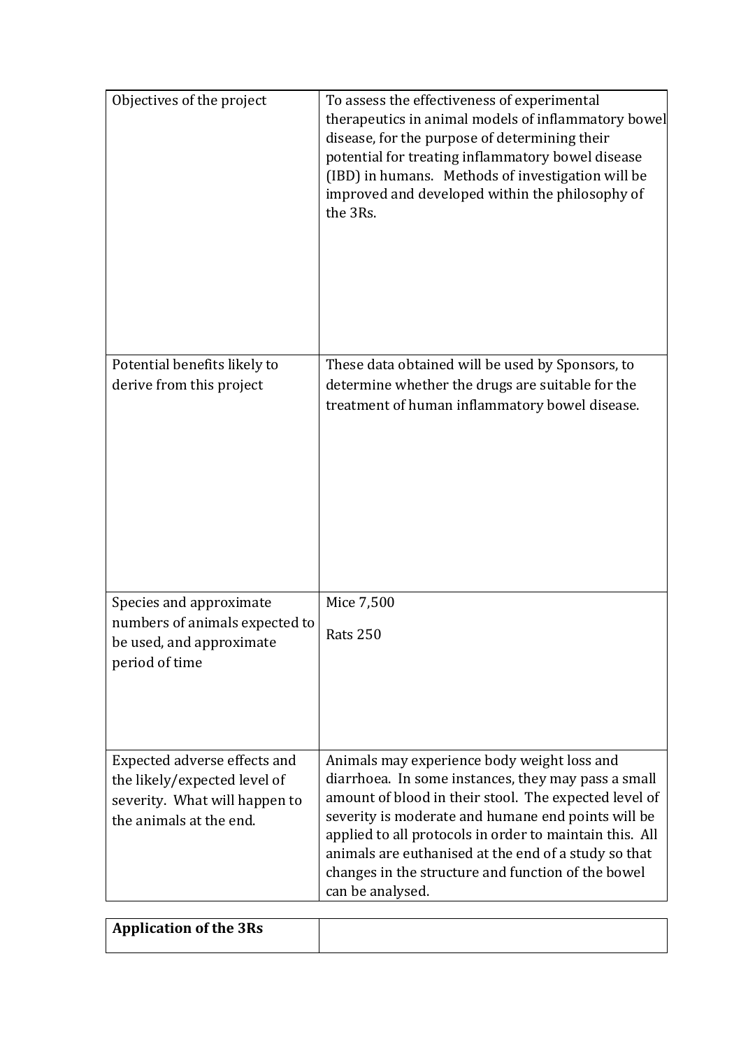| | |
|---|---|
| Objectives of the project | To assess the effectiveness of experimental therapeutics in animal models of inflammatory bowel disease, for the purpose of determining their potential for treating inflammatory bowel disease (IBD) in humans. Methods of investigation will be improved and developed within the philosophy of the 3Rs. |
| Potential benefits likely to derive from this project | These data obtained will be used by Sponsors, to determine whether the drugs are suitable for the treatment of human inflammatory bowel disease. |
| Species and approximate numbers of animals expected to be used, and approximate period of time | Mice 7,500<br><br>Rats 250 |
| Expected adverse effects and the likely/expected level of severity. What will happen to the animals at the end. | Animals may experience body weight loss and diarrhoea. In some instances, they may pass a small amount of blood in their stool. The expected level of severity is moderate and humane end points will be applied to all protocols in order to maintain this. All animals are euthanised at the end of a study so that changes in the structure and function of the bowel can be analysed. |

| **Application of the 3Rs** | |
|---|---|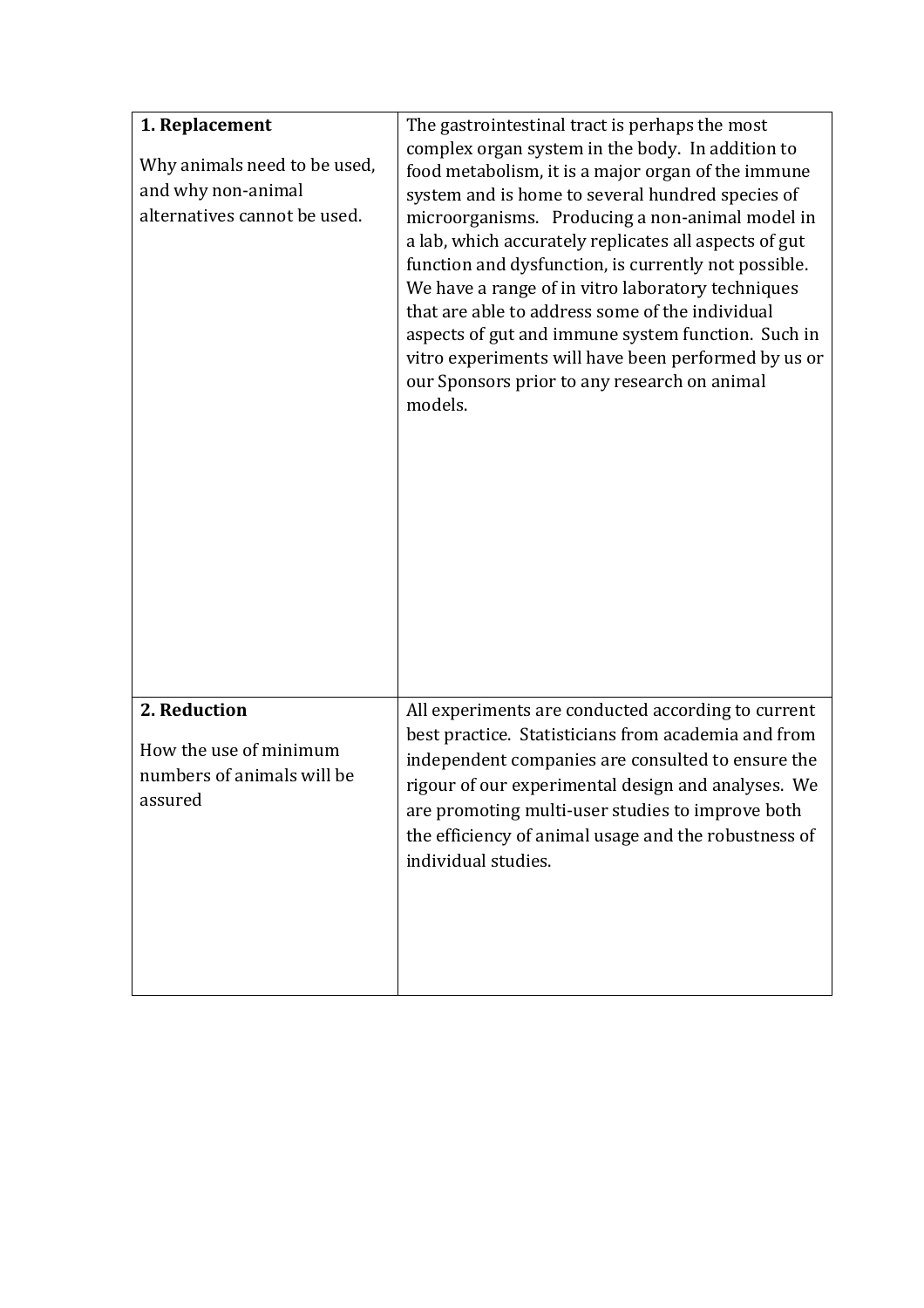| **1. Replacement**<br><br>Why animals need to be used, and why non-animal alternatives cannot be used. | The gastrointestinal tract is perhaps the most complex organ system in the body. In addition to food metabolism, it is a major organ of the immune system and is home to several hundred species of microorganisms. Producing a non-animal model in a lab, which accurately replicates all aspects of gut function and dysfunction, is currently not possible. We have a range of in vitro laboratory techniques that are able to address some of the individual aspects of gut and immune system function. Such in vitro experiments will have been performed by us or our Sponsors prior to any research on animal models. |
|---|---|
| **2. Reduction**<br><br>How the use of minimum numbers of animals will be assured | All experiments are conducted according to current best practice. Statisticians from academia and from independent companies are consulted to ensure the rigour of our experimental design and analyses. We are promoting multi-user studies to improve both the efficiency of animal usage and the robustness of individual studies. |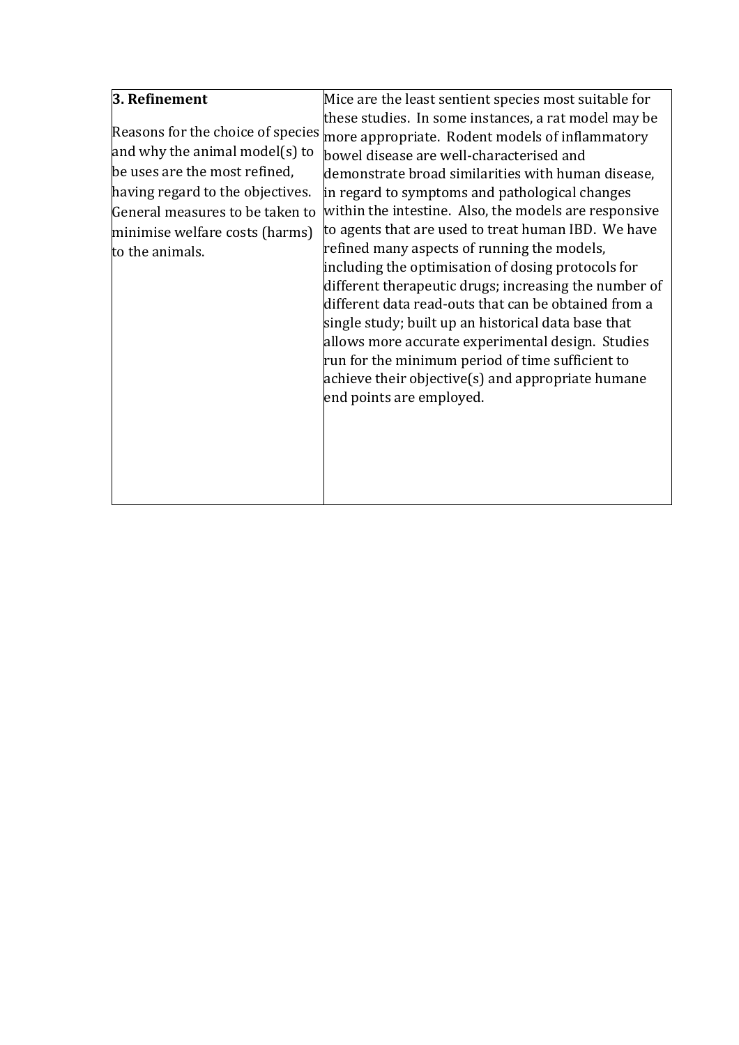| | |
|---|---|
| **3. Refinement**<br><br>Reasons for the choice of species and why the animal model(s) to be uses are the most refined, having regard to the objectives. General measures to be taken to minimise welfare costs (harms) to the animals. | Mice are the least sentient species most suitable for these studies. In some instances, a rat model may be more appropriate. Rodent models of inflammatory bowel disease are well-characterised and demonstrate broad similarities with human disease, in regard to symptoms and pathological changes within the intestine. Also, the models are responsive to agents that are used to treat human IBD. We have refined many aspects of running the models, including the optimisation of dosing protocols for different therapeutic drugs; increasing the number of different data read-outs that can be obtained from a single study; built up an historical data base that allows more accurate experimental design. Studies run for the minimum period of time sufficient to achieve their objective(s) and appropriate humane end points are employed. |